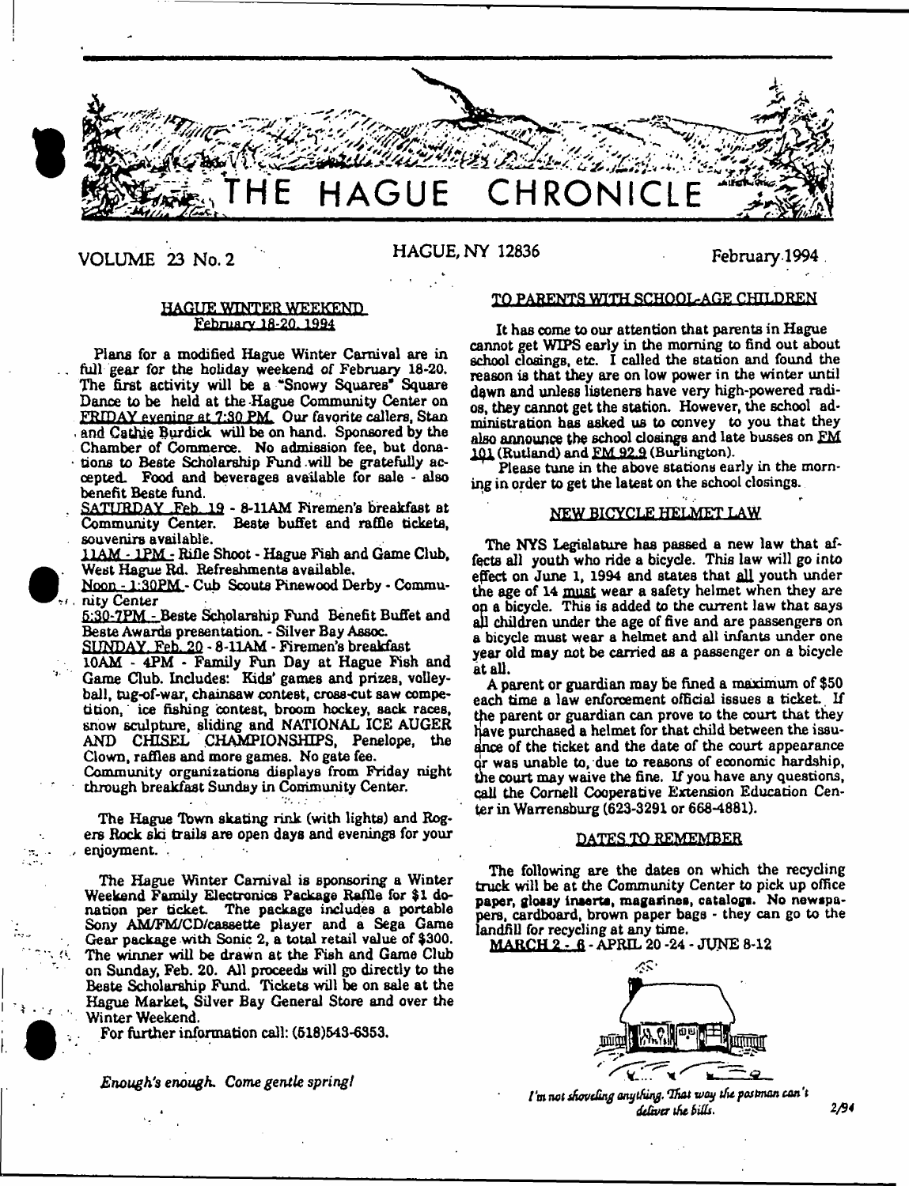# THE HAGUE CHRONICLE

VOLUME 23 No. 2 — HAGUE, NY 12836 — February 1994

## HAGUE WINTER WEEKEND
February 18-20, 1994

Plans for a modified Hague Winter Carnival are in full gear for the holiday weekend of February 18-20. The first activity will be a "Snowy Squares" Square Dance to be held at the Hague Community Center on FRIDAY evening at 7:30 PM. Our favorite callers, Stan and Cathie Burdick will be on hand. Sponsored by the Chamber of Commerce. No admission fee, but donations to Beste Scholarship Fund will be gratefully accepted. Food and beverages available for sale - also benefit Beste fund.

SATURDAY Feb. 19 - 8-11AM Firemen's breakfast at Community Center. Beste buffet and raffle tickets, souvenirs available.

11AM - 1PM - Rifle Shoot - Hague Fish and Game Club, West Hague Rd. Refreshments available.

Noon - 1:30PM - Cub Scouts Pinewood Derby - Community Center

5:30-7PM - Beste Scholarship Fund Benefit Buffet and Beste Awards presentation. - Silver Bay Assoc.

SUNDAY, Feb. 20 - 8-11AM - Firemen's breakfast

10AM - 4PM - Family Fun Day at Hague Fish and Game Club. Includes: Kids' games and prizes, volleyball, tug-of-war, chainsaw contest, cross-cut saw competition, ice fishing contest, broom hockey, sack races, snow sculpture, sliding and NATIONAL ICE AUGER AND CHISEL CHAMPIONSHIPS, Penelope, the Clown, raffles and more games. No gate fee.

Community organizations displays from Friday night through breakfast Sunday in Community Center.

The Hague Town skating rink (with lights) and Rogers Rock ski trails are open days and evenings for your enjoyment.

The Hague Winter Carnival is sponsoring a Winter Weekend Family Electronics Package Raffle for $1 donation per ticket. The package includes a portable Sony AM/FM/CD/cassette player and a Sega Game Gear package with Sonic 2, a total retail value of $300. The winner will be drawn at the Fish and Game Club on Sunday, Feb. 20. All proceeds will go directly to the Beste Scholarship Fund. Tickets will be on sale at the Hague Market, Silver Bay General Store and over the Winter Weekend.

For further information call: (518)543-6353.

*Enough's enough. Come gentle spring!*

## TO PARENTS WITH SCHOOL-AGE CHILDREN

It has come to our attention that parents in Hague cannot get WIPS early in the morning to find out about school closings, etc. I called the station and found the reason is that they are on low power in the winter until dawn and unless listeners have very high-powered radios, they cannot get the station. However, the school administration has asked us to convey to you that they also announce the school closings and late busses on FM 101 (Rutland) and FM 92.9 (Burlington).

Please tune in the above stations early in the morning in order to get the latest on the school closings.

## NEW BICYCLE HELMET LAW

The NYS Legislature has passed a new law that affects all youth who ride a bicycle. This law will go into effect on June 1, 1994 and states that all youth under the age of 14 must wear a safety helmet when they are on a bicycle. This is added to the current law that says all children under the age of five and are passengers on a bicycle must wear a helmet and all infants under one year old may not be carried as a passenger on a bicycle at all.

A parent or guardian may be fined a maximum of $50 each time a law enforcement official issues a ticket. If the parent or guardian can prove to the court that they have purchased a helmet for that child between the issuance of the ticket and the date of the court appearance or was unable to, due to reasons of economic hardship, the court may waive the fine. If you have any questions, call the Cornell Cooperative Extension Education Center in Warrensburg (623-3291 or 668-4881).

## DATES TO REMEMBER

The following are the dates on which the recycling truck will be at the Community Center to pick up office paper, glossy inserts, magazines, catalogs. No newspapers, cardboard, brown paper bags - they can go to the landfill for recycling at any time.

MARCH 2 - 6 - APRIL 20 -24 - JUNE 8-12

*I'm not shoveling anything. That way the postman can't deliver the bills.*

2/94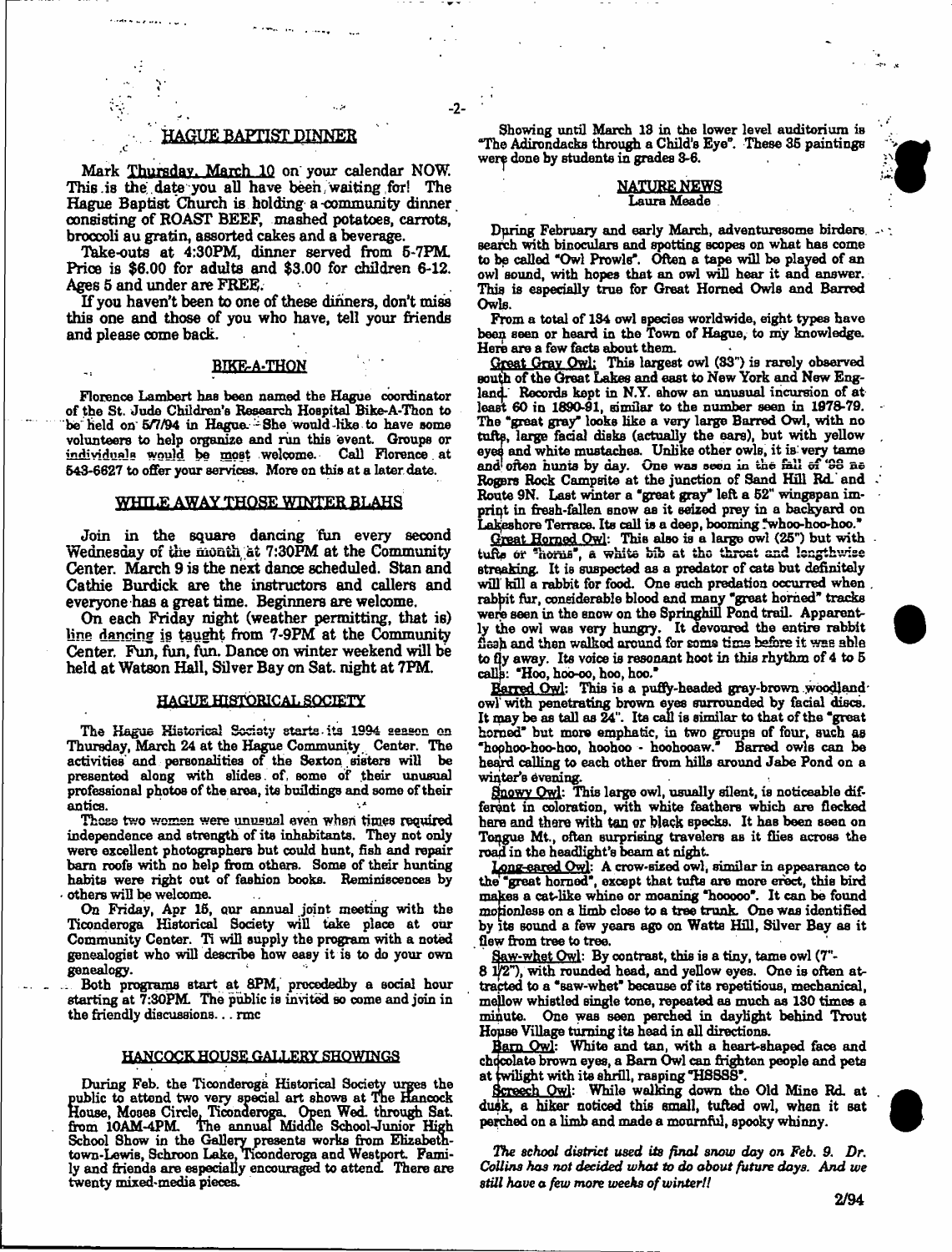## HAGUE BAPTIST DINNER

Mark Thursday, March 10 on your calendar NOW. This is the date you all have been waiting for! The Hague Baptist Church is holding a community dinner consisting of ROAST BEEF, mashed potatoes, carrots, broccoli au gratin, assorted cakes and a beverage.

Take-outs at 4:30PM, dinner served from 5-7PM. Price is $6.00 for adults and $3.00 for children 6-12. Ages 5 and under are FREE.

If you haven't been to one of these dinners, don't miss this one and those of you who have, tell your friends and please come back.

## BIKE-A-THON

Florence Lambert has been named the Hague coordinator of the St. Jude Children's Research Hospital Bike-A-Thon to be held on 5/7/94 in Hague. She would like to have some volunteers to help organize and run this event. Groups or individuals would be most welcome. Call Florence at 543-6627 to offer your services. More on this at a later date.

## WHILE AWAY THOSE WINTER BLAHS

Join in the square dancing fun every second Wednesday of the month at 7:30PM at the Community Center. March 9 is the next dance scheduled. Stan and Cathie Burdick are the instructors and callers and everyone has a great time. Beginners are welcome.

On each Friday night (weather permitting, that is) line dancing is taught from 7-9PM at the Community Center. Fun, fun, fun. Dance on winter weekend will be held at Watson Hall, Silver Bay on Sat. night at 7PM.

## HAGUE HISTORICAL SOCIETY

The Hague Historical Society starts its 1994 season on Thursday, March 24 at the Hague Community Center. The activities and personalities of the Sexton sisters will be presented along with slides of some of their unusual professional photos of the area, its buildings and some of their antics.

These two women were unusual even when times required independence and strength of its inhabitants. They not only were excellent photographers but could hunt, fish and repair barn roofs with no help from others. Some of their hunting habits were right out of fashion books. Reminiscences by others will be welcome.

On Friday, Apr 15, our annual joint meeting with the Ticonderoga Historical Society will take place at our Community Center. Ti will supply the program with a noted genealogist who will describe how easy it is to do your own genealogy.

Both programs start at 8PM, precededby a social hour starting at 7:30PM. The public is invited so come and join in the friendly discussions... rmc

## HANCOCK HOUSE GALLERY SHOWINGS

During Feb. the Ticonderoga Historical Society urges the public to attend two very special art shows at The Hancock House, Moses Circle, Ticonderoga. Open Wed. through Sat. from 10AM-4PM. The annual Middle School-Junior High School Show in the Gallery presents works from Elizabethtown-Lewis, Schroon Lake, Ticonderoga and Westport. Family and friends are especially encouraged to attend. There are twenty mixed-media pieces.

Showing until March 13 in the lower level auditorium is "The Adirondacks through a Child's Eye". These 35 paintings were done by students in grades 3-6.

## NATURE NEWS
Laura Meade

During February and early March, adventuresome birders search with binoculars and spotting scopes on what has come to be called "Owl Prowls". Often a tape will be played of an owl sound, with hopes that an owl will hear it and answer. This is especially true for Great Horned Owls and Barred Owls.

From a total of 134 owl species worldwide, eight types have been seen or heard in the Town of Hague, to my knowledge. Here are a few facts about them.

Great Gray Owl: This largest owl (33") is rarely observed south of the Great Lakes and east to New York and New England. Records kept in N.Y. show an unusual incursion of at least 60 in 1890-91, similar to the number seen in 1978-79. The "great gray" looks like a very large Barred Owl, with no tufts, large facial disks (actually the ears), but with yellow eyes and white mustaches. Unlike other owls, it is very tame and often hunts by day. One was seen in the fall of '86 as Rogers Rock Campsite at the junction of Sand Hill Rd. and Route 9N. Last winter a "great gray" left a 52" wingspan imprint in fresh-fallen snow as it seized prey in a backyard on Lakeshore Terrace. Its call is a deep, booming "whoo-hoo-hoo."

Great Horned Owl: This also is a large owl (25") but with tufts or "horns", a white bib at the throat and lengthwise streaking. It is suspected as a predator of cats but definitely will kill a rabbit for food. One such predation occurred when rabbit fur, considerable blood and many "great horned" tracks were seen in the snow on the Springhill Pond trail. Apparently the owl was very hungry. It devoured the entire rabbit flesh and then walked around for some time before it was able to fly away. Its voice is resonant hoot in this rhythm of 4 to 5 calls: "Hoo, hoo-oo, hoo, hoo."

Barred Owl: This is a puffy-headed gray-brown woodland owl with penetrating brown eyes surrounded by facial discs. It may be as tall as 24". Its call is similar to that of the "great horned" but more emphatic, in two groups of four, such as "hoohoo-hoo-hoo, hoohoo - hoohooaw." Barred owls can be heard calling to each other from hills around Jabe Pond on a winter's evening.

Snowy Owl: This large owl, usually silent, is noticeable different in coloration, with white feathers which are flecked here and there with tan or black specks. It has been seen on Tongue Mt., often surprising travelers as it flies across the road in the headlight's beam at night.

Long-eared Owl: A crow-sized owl, similar in appearance to the "great horned", except that tufts are more erect, this bird makes a cat-like whine or moaning "hooooo". It can be found motionless on a limb close to a tree trunk. One was identified by its sound a few years ago on Watts Hill, Silver Bay as it flew from tree to tree.

Saw-whet Owl: By contrast, this is a tiny, tame owl (7"-8 1/2"), with rounded head, and yellow eyes. One is often attracted to a "saw-whet" because of its repetitious, mechanical, mellow whistled single tone, repeated as much as 130 times a minute. One was seen perched in daylight behind Trout House Village turning its head in all directions.

Barn Owl: White and tan, with a heart-shaped face and chocolate brown eyes, a Barn Owl can frighten people and pets at twilight with its shrill, rasping "HSSSS".

Screech Owl: While walking down the Old Mine Rd. at dusk, a hiker noticed this small, tufted owl, when it sat perched on a limb and made a mournful, spooky whinny.

*The school district used its final snow day on Feb. 9. Dr. Collins has not decided what to do about future days. And we still have a few more weeks of winter!!*

2/94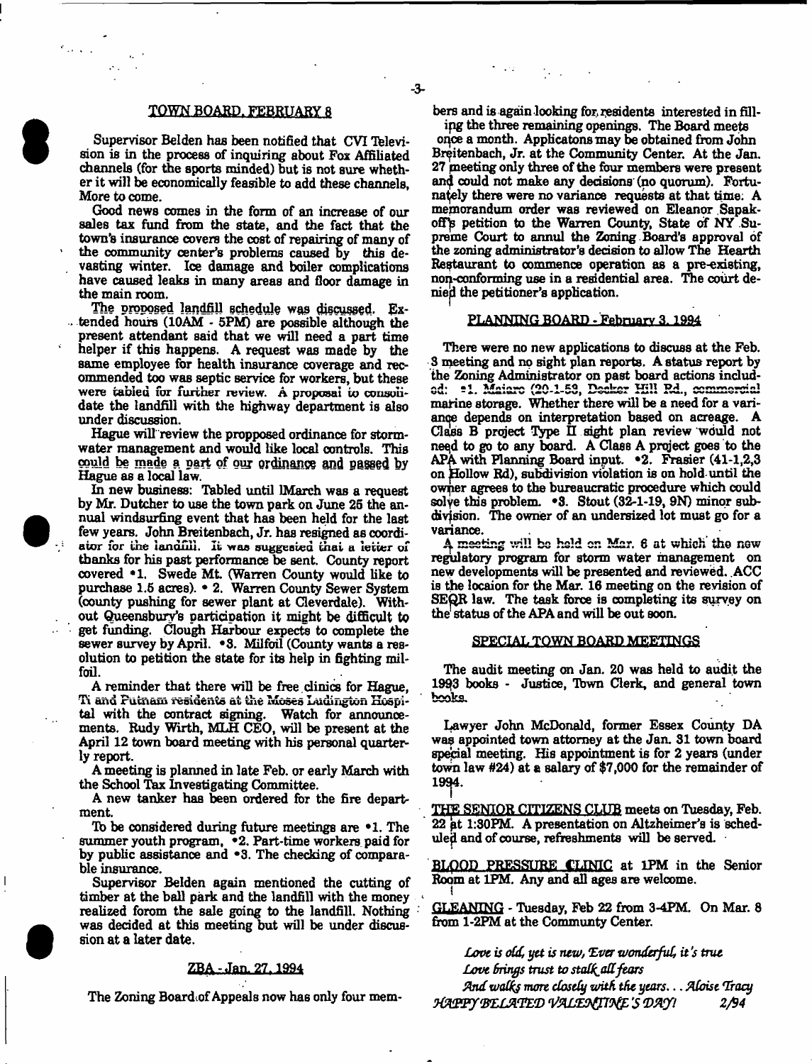## TOWN BOARD, FEBRUARY 8

Supervisor Belden has been notified that CVI Television is in the process of inquiring about Fox Affiliated channels (for the sports minded) but is not sure whether it will be economically feasible to add these channels. More to come.

Good news comes in the form of an increase of our sales tax fund from the state, and the fact that the town's insurance covers the cost of repairing of many of the community center's problems caused by this devastating winter. Ice damage and boiler complications have caused leaks in many areas and floor damage in the main room.

The proposed landfill schedule was discussed. Extended hours (10AM - 5PM) are possible although the present attendant said that we will need a part time helper if this happens. A request was made by the same employee for health insurance coverage and recommended too was septic service for workers, but these were tabled for further review. A proposal to consolidate the landfill with the highway department is also under discussion.

Hague will review the propposed ordinance for stormwater management and would like local controls. This could be made a part of our ordinance and passed by Hague as a local law.

In new business: Tabled until lMarch was a request by Mr. Dutcher to use the town park on June 25 the annual windsurfing event that has been held for the last few years. John Breitenbach, Jr. has resigned as coordinator for the landfill. It was suggested that a letter of thanks for his past performance be sent. County report covered •1. Swede Mt. (Warren County would like to purchase 1.5 acres). • 2. Warren County Sewer System (county pushing for sewer plant at Cleverdale). Without Queensbury's participation it might be difficult to get funding. Clough Harbour expects to complete the sewer survey by April. •3. Milfoil (County wants a resolution to petition the state for its help in fighting milfoil.

A reminder that there will be free clinics for Hague, Ti and Putnam residents at the Moses Ludington Hospital with the contract signing. Watch for announcements. Rudy Wirth, MLH CEO, will be present at the April 12 town board meeting with his personal quarterly report.

A meeting is planned in late Feb. or early March with the School Tax Investigating Committee.

A new tanker has been ordered for the fire department.

To be considered during future meetings are •1. The summer youth program, •2. Part-time workers paid for by public assistance and •3. The checking of comparable insurance.

Supervisor Belden again mentioned the cutting of timber at the ball park and the landfill with the money realized forom the sale going to the landfill. Nothing was decided at this meeting but will be under discussion at a later date.

## ZBA - Jan. 27, 1994

The Zoning Board of Appeals now has only four members and is again looking for residents interested in filling the three remaining openings. The Board meets once a month. Applicatons may be obtained from John Breitenbach, Jr. at the Community Center. At the Jan. 27 meeting only three of the four members were present and could not make any decisions (no quorum). Fortunately there were no variance requests at that time. A memorandum order was reviewed on Eleanor Sapakoff's petition to the Warren County, State of NY Supreme Court to annul the Zoning Board's approval of the zoning administrator's decision to allow The Hearth Restaurant to commence operation as a pre-existing, non-conforming use in a residential area. The court denied the petitioner's application.

## PLANNING BOARD - February 3, 1994

There were no new applications to discuss at the Feb. 3 meeting and no sight plan reports. A status report by the Zoning Administrator on past board actions included: •1. Maiaro (20-1-53, Decker Hill Rd., commercial marine storage. Whether there will be a need for a variance depends on interpretation based on acreage. A Class B project Type II sight plan review would not need to go to any board. A Class A project goes to the APA with Planning Board input. •2. Frasier (41-1,2,3 on Hollow Rd), subdivision violation is on hold until the owner agrees to the bureaucratic procedure which could solve this problem. •3. Stout (32-1-19, 9N) minor subdivision. The owner of an undersized lot must go for a variance.

A meeting will be held on Mar. 6 at which the new regulatory program for storm water management on new developments will be presented and reviewed. ACC is the locaion for the Mar. 16 meeting on the revision of SEQR law. The task force is completing its survey on the status of the APA and will be out soon.

## SPECIAL TOWN BOARD MEETINGS

The audit meeting on Jan. 20 was held to audit the 1993 books - Justice, Town Clerk, and general town books.

Lawyer John McDonald, former Essex County DA was appointed town attorney at the Jan. 31 town board special meeting. His appointment is for 2 years (under town law #24) at a salary of $7,000 for the remainder of 1994.

**THE SENIOR CITIZENS CLUB** meets on Tuesday, Feb. 22 at 1:30PM. A presentation on Altzheimer's is scheduled and of course, refreshments will be served.

**BLOOD PRESSURE CLINIC** at 1PM in the Senior Room at 1PM. Any and all ages are welcome.

**GLEANING** - Tuesday, Feb 22 from 3-4PM. On Mar. 8 from 1-2PM at the Communty Center.

*Love is old, yet is new, Ever wonderful, it's true*
*Love brings trust to stalk all fears*
*And walks more closely with the years... Aloise Tracy*
*HAPPY BELATED VALENTINE'S DAY!* 2/94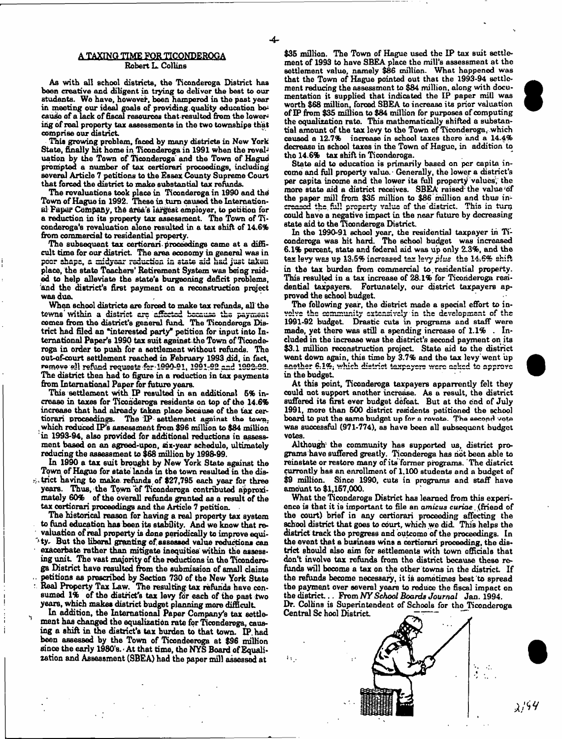## A TAXING TIME FOR TICONDEROGA

Robert L. Collins

As with all school districts, the Ticonderoga District has been creative and diligent in trying to deliver the best to our students. We have, however, been hampered in the past year in meeting our ideal goals of providing quality education because of a lack of fiscal resources that resulted from the lowering of real property tax assessments in the two townships that comprise our district.

This growing problem, faced by many districts in New York State, finally hit home in Ticonderoga in 1991 when the revaluation by the Town of Ticonderoga and the Town of Hague prompted a number of tax certiorari proceedings, including several Article 7 petitions to the Essex County Supreme Court that forced the district to make substantial tax refunds.

The revaluations took place in Ticonderoga in 1990 and the Town of Hague in 1992. These in turn caused the International Paper Company, the area's largest employer, to petition for a reduction in its property tax assessment. The Town of Ticonderoga's revaluation alone resulted in a tax shift of 14.6% from commercial to residential property.

The subsequent tax certiorari proceedings came at a difficult time for our district. The area economy in general was in poor shape, a midyear reduction in state aid had just taken place, the state Teachers' Retirement System was being raided to help alleviate the state's burgeoning deficit problems, and the district's first payment on a reconstruction project was due.

When school districts are forced to make tax refunds, all the towns within a district are affected because the payment comes from the district's general fund. The Ticonderoga District had filed an "interested party" petition for input into International Paper's 1990 tax suit against the Town of Ticonderoga in order to push for a settlement without refunds. The out-of-court settlement reached in February 1993 did, in fact, remove all refund requests for 1990-91, 1991-92 and 1992-93. The district then had to figure in a reduction in tax payments from International Paper for future years.

This settlement with IP resulted in an additional 5% increase in taxes for Ticonderoga residents on top of the 14.6% increase that had already taken place because of the tax certiorari proceedings. The IP settlement against the town, which reduced IP's assessment from $96 million to $84 million in 1993-94, also provided for additional reductions in assessment based on an agreed-upon, six-year schedule, ultimately reducing the assessment to $68 million by 1998-99.

In 1990 a tax suit brought by New York State against the Town of Hague for state lands in the town resulted in the district having to make refunds of $27,795 each year for three years. Thus, the Town of Ticonderoga contributed approximately 60% of the overall refunds granted as a result of the tax certiorari proceedings and the Article 7 petition.

The historical reason for having a real property tax system to fund education has been its stability. And we know that revaluation of real property is done periodically to improve equity. But the liberal granting of assessed value reductions can exacerbate rather than mitigate inequities within the assessing unit. The vast majority of the reductions in the Ticonderoga District have resulted from the submission of small claims petitions as prescribed by Section 730 of the New York State Real Property Tax Law. The resulting tax refunds have consumed 1% of the district's tax levy for each of the past two years, which makes district budget planning more difficult.

In addition, the International Paper Company's tax settlement has changed the equalization rate for Ticonderoga, causing a shift in the district's tax burden to that town. IP had been assessed by the Town of Ticondeeroga at $96 million since the early 1980's. At that time, the NYS Board of Equalization and Assessment (SBEA) had the paper mill assessed at $35 million. The Town of Hague used the IP tax suit settlement of 1993 to have SBEA place the mill's assessment at the settlement value, namely $86 million. What happened was that the Town of Hague pointed out that the 1993-94 settlement reducing the assessment to $84 million, along with documentation it supplied that indicated the IP paper mill was worth $68 million, forced SBEA to increase its prior valuation of IP from $35 million to $84 million for purposes of computing the equalization rate. This mathematically shifted a substantial amount of the tax levy to the Town of Ticonderoga, which caused a 12.7% increase in school taxes there and a 14.4% decrease in school taxes in the Town of Hague, in addition to the 14.6% tax shift in Ticonderoga.

State aid to education is primarily based on per capita income and full property value. Generally, the lower a district's per capita income and the lower its full property values, the more state aid a district receives. SBEA raised the value of the paper mill from $35 million to $86 million and thus increased the full property value of the district. This in turn could have a negative impact in the near future by decreasing state aid to the Ticonderoga District.

In the 1990-91 school year, the residential taxpayer in Ticonderoga was hit hard. The school budget was increased 6.1% percent, state and federal aid was up only 2.3%, and the tax levy was up 13.5% increased tax levy *plus* the 14.6% shift in the tax burden from commercial to residential property. This resulted in a tax increase of 28.1% for Ticonderoga residential taxpayers. Fortunately, our district taxpayers approved the school budget.

The following year, the district made a special effort to involve the community extensively in the development of the 1991-92 budget. Drastic cuts in programs and staff were made, yet there was still a spending increase of 1.1%. Included in the increase was the district's second payment on its $3.1 million reconstruction project. State aid to the district went down again, this time by 3.7% and the tax levy went up another 6.1%, which district taxpayers were asked to approve in the budget.

At this point, Ticonderoga taxpayers apparently felt they could not support another increase. As a result, the district suffered its first ever budget defeat. But at the end of July 1991, more than 500 district residents petitioned the school board to put the same budget up for a revote. The second vote was successful (971-774), as have been all subsequent budget votes.

Although the community has supported us, district programs have suffered greatly. Ticonderoga has not been able to reinstate or restore many of its former programs. The district currently has an enrollment of 1,100 students and a budget of $9 million. Since 1990, cuts in programs and staff have amount to $1,157,000.

What the Ticonderoga District has learned from this experience is that it is important to file an *amicus curiae* (friend of the court) brief in any certiorari proceeding affecting the school district that goes to court, which we did. This helps the district track the progress and outcome of the proceedings. In the event that a business wins a certiorari proceeding, the district should also aim for settlements with town officials that don't involve tax refunds from the district because these refunds will become a tax on the other towns in the district. If the refunds become necessary, it is sometimes best to spread the payment over several years to reduce the fiscal impact on the district... From *NY School Boards Journal* Jan. 1994.

Dr. Collins is Superintendent of Schools for the Ticonderoga Central School District.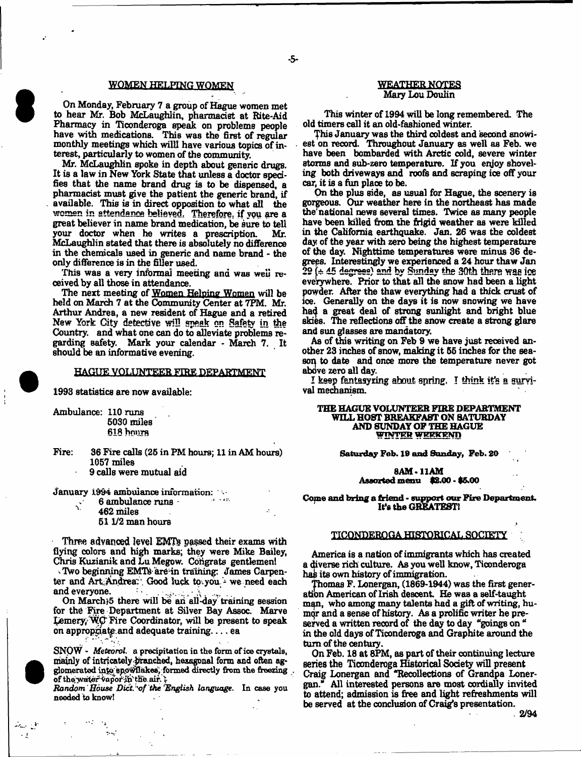## WOMEN HELPING WOMEN

On Monday, February 7 a group of Hague women met to hear Mr. Bob McLaughlin, pharmacist at Rite-Aid Pharmacy in Ticonderoga speak on problems people have with medications. This was the first of regular monthly meetings which willl have various topics of interest, particularly to women of the community.

Mr. McLaughlin spoke in depth about generic drugs. It is a law in New York State that unless a doctor specifies that the name brand drug is to be dispensed, a pharmacist must give the patient the generic brand, if available. This is in direct opposition to what all the women in attendance believed. Therefore, if you are a great believer in name brand medication, be sure to tell your doctor when he writes a prescription. Mr. McLaughlin stated that there is absolutely no difference in the chemicals used in generic and name brand - the only difference is in the filler used.

This was a very informal meeting and was well received by all those in attendance.

The next meeting of Women Helping Women will be held on March 7 at the Community Center at 7PM. Mr. Arthur Andrea, a new resident of Hague and a retired New York City detective will speak on Safety in the Country. and what one can do to alleviate problems regarding safety. Mark your calendar - March 7. It should be an informative evening.

## HAGUE VOLUNTEER FIRE DEPARTMENT

1993 statistics are now available:

Ambulance: 110 runs
5030 miles
618 hours

Fire: 36 Fire calls (25 in PM hours; 11 in AM hours)
1057 miles
9 calls were mutual aid

January 1994 ambulance information:
6 ambulance runs
462 miles
51 1/2 man hours

Three advanced level EMTs passed their exams with flying colors and high marks; they were Mike Bailey, Chris Kuzianik and Lu Megow. Congrats gentlemen!

Two beginning EMTs are in training: James Carpenter and Art Andrea. Good luck to you - we need each and everyone.

On March 5 there will be an all-day training session for the Fire Department at Silver Bay Assoc. Marve Lemery, WC Fire Coordinator, will be present to speak on appropriate and adequate training.... ea

SNOW - *Meteorol.* a precipitation in the form of ice crystals, mainly of intricately branched, hexagonal form and often agglomerated into snowflakes, formed directly from the freezing of the water vapor in the air.
*Random House Dict. of the English language.* In case you needed to know!

## WEATHER NOTES
Mary Lou Doulin

This winter of 1994 will be long remembered. The old timers call it an old-fashioned winter.

This January was the third coldest and second snowiest on record. Throughout January as well as Feb. we have been bombarded with Arctic cold, severe winter storms and sub-zero temperature. If you enjoy shoveling both driveways and roofs and scraping ice off your car, it is a fun place to be.

On the plus side, as usual for Hague, the scenery is gorgeous. Our weather here in the northeast has made the national news several times. Twice as many people have been killed from the frigid weather as were killed in the California earthquake. Jan. 26 was the coldest day of the year with zero being the highest temperature of the day. Nighttime temperatures were minus 36 degrees. Interestingly we experienced a 24 hour thaw Jan 29 (+ 45 degrees) and by Sunday the 30th there was ice everywhere. Prior to that all the snow had been a light powder. After the thaw everything had a thick crust of ice. Generally on the days it is now snowing we have had a great deal of strong sunlight and bright blue skies. The reflections off the snow create a strong glare and sun glasses are mandatory.

As of this writing on Feb 9 we have just received another 23 inches of snow, making it 55 inches for the season to date and once more the temperature never got above zero all day.

I keep fantasyzing about spring. I think it's a survival mechanism.

**THE HAGUE VOLUNTEER FIRE DEPARTMENT WILL HOST BREAKFAST ON SATURDAY AND SUNDAY OF THE HAGUE WINTER WEEKEND**

**Saturday Feb. 19 and Sunday, Feb. 20**

**8AM - 11AM**
**Assorted menu $2.00 - $5.00**

**Come and bring a friend - support our Fire Department. It's the GREATEST!**

## TICONDEROGA HISTORICAL SOCIETY

America is a nation of immigrants which has created a diverse rich culture. As you well know, Ticonderoga has its own history of immigration.

Thomas F. Lonergan, (1869-1944) was the first generation American of Irish descent. He was a self-taught man, who among many talents had a gift of writing, humor and a sense of history. As a prolific writer he preserved a written record of the day to day "goings on" in the old days of Ticonderoga and Graphite around the turn of the century.

On Feb. 18 at 8PM, as part of their continuing lecture series the Ticonderoga Historical Society will present Craig Lonergan and "Recollections of Grandpa Lonergan." All interested persons are most cordially invited to attend; admission is free and light refreshments will be served at the conclusion of Craig's presentation.

2/94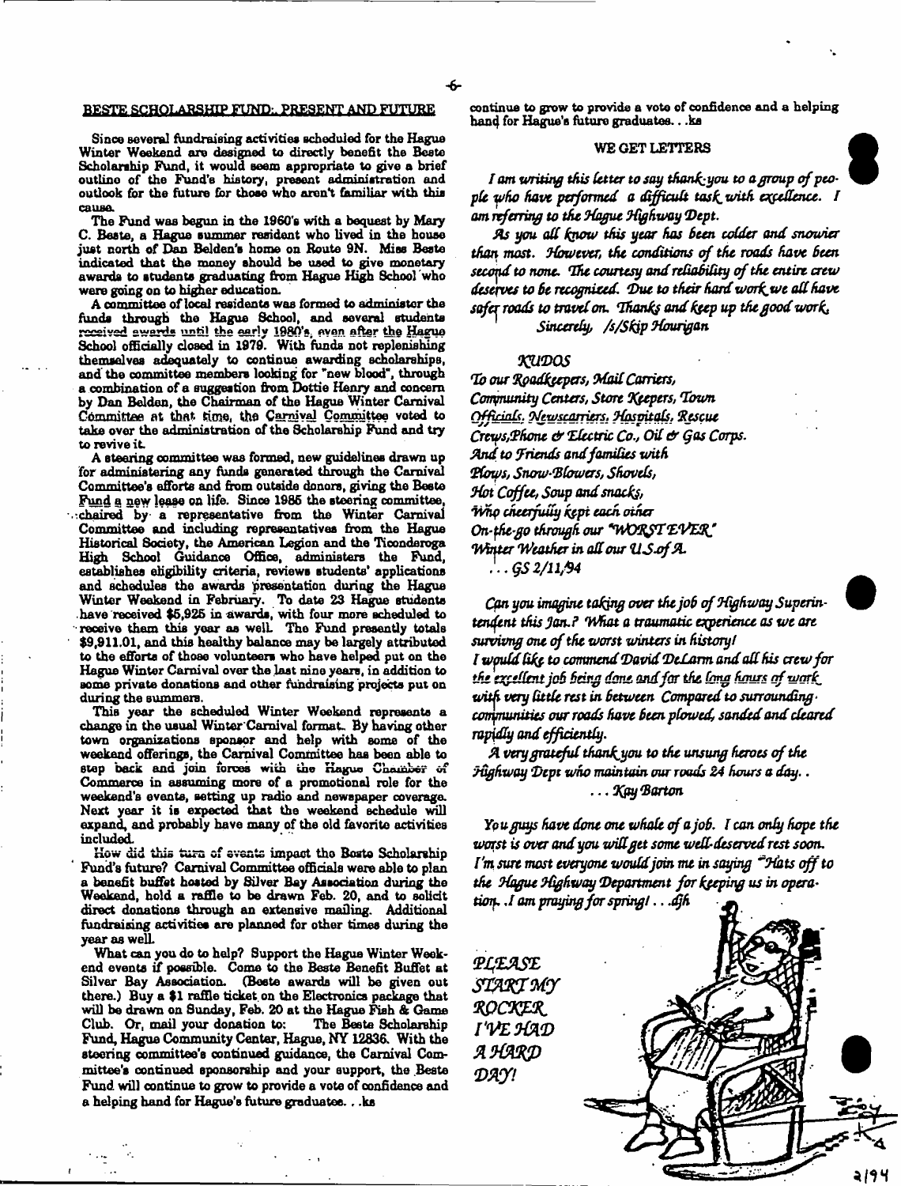## BESTE SCHOLARSHIP FUND: PRESENT AND FUTURE

Since several fundraising activities scheduled for the Hague Winter Weekend are designed to directly benefit the Beste Scholarship Fund, it would seem appropriate to give a brief outline of the Fund's history, present administration and outlook for the future for those who aren't familiar with this cause.

The Fund was begun in the 1960's with a bequest by Mary C. Beste, a Hague summer resident who lived in the house just north of Dan Belden's home on Route 9N. Miss Beste indicated that the money should be used to give monetary awards to students graduating from Hague High School who were going on to higher education.

A committee of local residents was formed to administer the funds through the Hague School, and several students received awards until the early 1980's, even after the Hague School officially closed in 1979. With funds not replenishing themselves adequately to continue awarding scholarships, and the committee members looking for "new blood", through a combination of a suggestion from Dottie Henry and concern by Dan Belden, the Chairman of the Hague Winter Carnival Committee at that time, the Carnival Committee voted to take over the administration of the Scholarship Fund and try to revive it.

A steering committee was formed, new guidelines drawn up for administering any funds generated through the Carnival Committee's efforts and from outside donors, giving the Beste Fund a new lease on life. Since 1985 the steering committee, chaired by a representative from the Winter Carnival Committee and including representatives from the Hague Historical Society, the American Legion and the Ticonderoga High School Guidance Office, administers the Fund, establishes eligibility criteria, reviews students' applications and schedules the awards presentation during the Hague Winter Weekend in February. To date 23 Hague students have received \$5,925 in awards, with four more scheduled to receive them this year as well. The Fund presently totals \$9,911.01, and this healthy balance may be largely attributed to the efforts of those volunteers who have helped put on the Hague Winter Carnival over the last nine years, in addition to some private donations and other fundraising projects put on during the summers.

This year the scheduled Winter Weekend represents a change in the usual Winter Carnival format. By having other town organizations sponsor and help with some of the weekend offerings, the Carnival Committee has been able to step back and join forces with the Hague Chamber of Commerce in assuming more of a promotional role for the weekend's events, setting up radio and newspaper coverage. Next year it is expected that the weekend schedule will expand, and probably have many of the old favorite activities included.

How did this turn of events impact the Beste Scholarship Fund's future? Carnival Committee officials were able to plan a benefit buffet hosted by Silver Bay Association during the Weekend, hold a raffle to be drawn Feb. 20, and to solicit direct donations through an extensive mailing. Additional fundraising activities are planned for other times during the year as well.

What can you do to help? Support the Hague Winter Weekend events if possible. Come to the Beste Benefit Buffet at Silver Bay Association. (Beste awards will be given out there.) Buy a \$1 raffle ticket on the Electronics package that will be drawn on Sunday, Feb. 20 at the Hague Fish & Game Club. Or, mail your donation to: The Beste Scholarship Fund, Hague Community Center, Hague, NY 12836. With the steering committee's continued guidance, the Carnival Committee's continued sponsorship and your support, the Beste Fund will continue to grow to provide a vote of confidence and a helping hand for Hague's future graduates. . .ks

## WE GET LETTERS

*I am writing this letter to say thank-you to a group of people who have performed a difficult task with excellence. I am referring to the Hague Highway Dept.*

*As you all know this year has been colder and snowier than most. However, the conditions of the roads have been second to none. The courtesy and reliability of the entire crew deserves to be recognized. Due to their hard work we all have safer roads to travel on. Thanks and keep up the good work.*

*Sincerely, /s/Skip Hourigan*

*KUDOS*

*To our Roadkeepers, Mail Carriers,*
*Community Centers, Store Keepers, Town*
*Officials, Newscarriers, Hospitals, Rescue*
*Crews,Phone & Electric Co., Oil & Gas Corps.*
*And to Friends and families with*
*Plows, Snow-Blowers, Shovels,*
*Hot Coffee, Soup and snacks,*
*Who cheerfully kept each other*
*On-the-go through our "WORST EVER"*
*Winter Weather in all our U.S.of A.*
*. . . GS 2/11/94*

*Can you imagine taking over the job of Highway Superintendent this Jan.? What a traumatic experience as we are surviving one of the worst winters in history!*
*I would like to commend David DeLarm and all his crew for the excellent job being done and for the long hours of work with very little rest in between. Compared to surrounding communities our roads have been plowed, sanded and cleared rapidly and efficiently.*

*A very grateful thank you to the unsung heroes of the Highway Dept who maintain our roads 24 hours a day. .*
*. . . Kay Barton*

*You guys have done one whale of a job. I can only hope the worst is over and you will get some well-deserved rest soon. I'm sure most everyone would join me in saying "Hats off to the Hague Highway Department for keeping us in operation. .I am praying for spring! . . .djh*

*PLEASE START MY ROCKER I'VE HAD A HARD DAY!*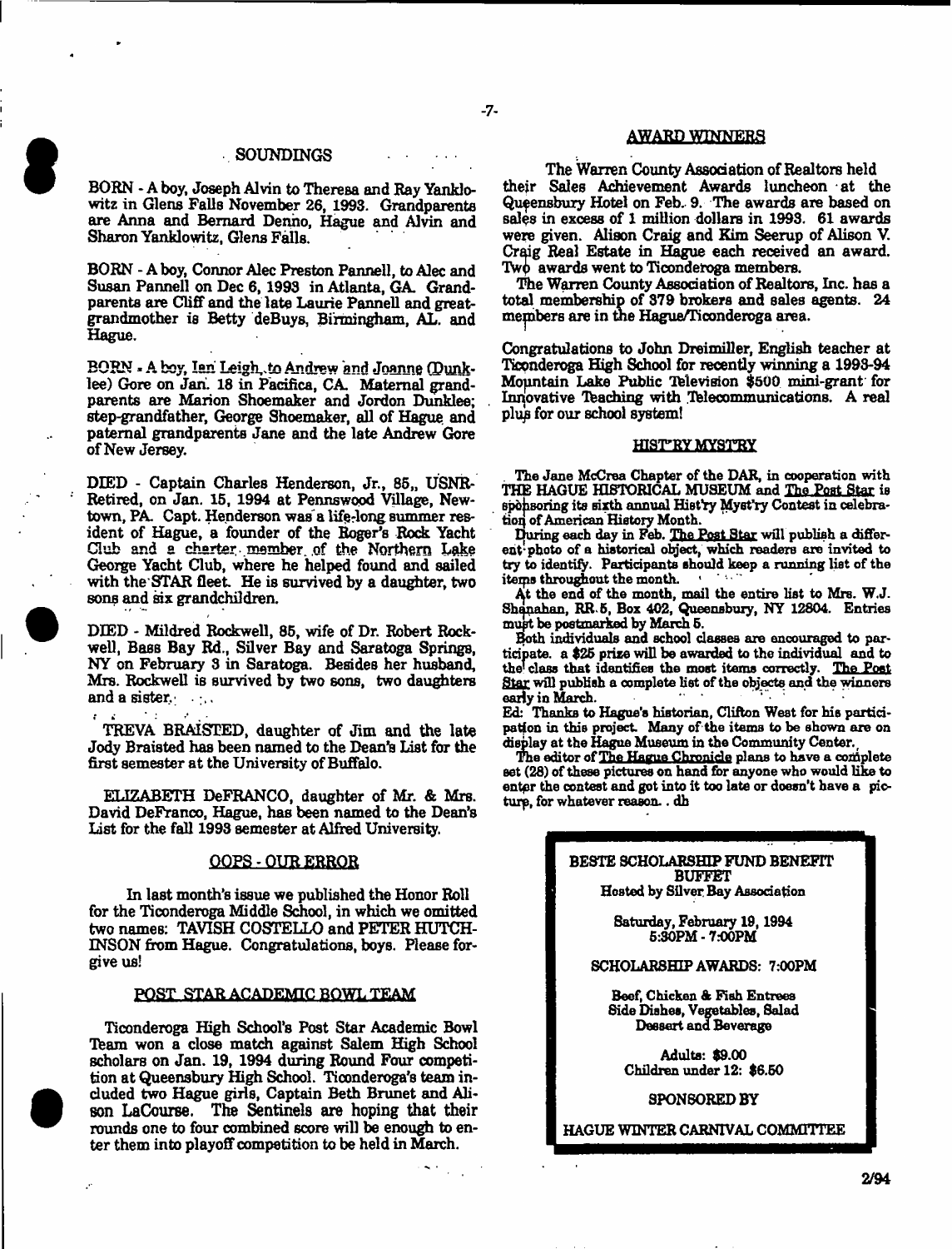## SOUNDINGS

BORN - A boy, Joseph Alvin to Theresa and Ray Yanklowitz in Glens Falls November 26, 1993. Grandparents are Anna and Bernard Denno, Hague and Alvin and Sharon Yanklowitz, Glens Falls.

BORN - A boy, Connor Alec Preston Pannell, to Alec and Susan Pannell on Dec 6, 1993 in Atlanta, GA. Grandparents are Cliff and the late Laurie Pannell and great-grandmother is Betty deBuys, Birmingham, AL. and Hague.

BORN - A boy, Ian Leigh, to Andrew and Joanne (Dunklee) Gore on Jan. 18 in Pacifica, CA. Maternal grandparents are Marion Shoemaker and Jordon Dunklee; step-grandfather, George Shoemaker, all of Hague and paternal grandparents Jane and the late Andrew Gore of New Jersey.

DIED - Captain Charles Henderson, Jr., 85, USNR-Retired, on Jan. 15, 1994 at Pennswood Village, Newtown, PA. Capt. Henderson was a life-long summer resident of Hague, a founder of the Roger's Rock Yacht Club and a charter member of the Northern Lake George Yacht Club, where he helped found and sailed with the STAR fleet. He is survived by a daughter, two sons and six grandchildren.

DIED - Mildred Rockwell, 85, wife of Dr. Robert Rockwell, Bass Bay Rd., Silver Bay and Saratoga Springs, NY on February 3 in Saratoga. Besides her husband, Mrs. Rockwell is survived by two sons, two daughters and a sister.

TREVA BRAISTED, daughter of Jim and the late Jody Braisted has been named to the Dean's List for the first semester at the University of Buffalo.

ELIZABETH DeFRANCO, daughter of Mr. & Mrs. David DeFranco, Hague, has been named to the Dean's List for the fall 1993 semester at Alfred University.

## OOPS - OUR ERROR

In last month's issue we published the Honor Roll for the Ticonderoga Middle School, in which we omitted two names: TAVISH COSTELLO and PETER HUTCHINSON from Hague. Congratulations, boys. Please forgive us!

## POST STAR ACADEMIC BOWL TEAM

Ticonderoga High School's Post Star Academic Bowl Team won a close match against Salem High School scholars on Jan. 19, 1994 during Round Four competition at Queensbury High School. Ticonderoga's team included two Hague girls, Captain Beth Brunet and Alison LaCourse. The Sentinels are hoping that their rounds one to four combined score will be enough to enter them into playoff competition to be held in March.

## AWARD WINNERS

The Warren County Association of Realtors held their Sales Achievement Awards luncheon at the Queensbury Hotel on Feb. 9. The awards are based on sales in excess of 1 million dollars in 1993. 61 awards were given. Alison Craig and Kim Seerup of Alison V. Craig Real Estate in Hague each received an award. Two awards went to Ticonderoga members.

The Warren County Association of Realtors, Inc. has a total membership of 379 brokers and sales agents. 24 members are in the Hague/Ticonderoga area.

Congratulations to John Dreimiller, English teacher at Ticonderoga High School for recently winning a 1993-94 Mountain Lake Public Television $500 mini-grant for Innovative Teaching with Telecommunications. A real plus for our school system!

## HIST'RY MYST'RY

The Jane McCrea Chapter of the DAR, in cooperation with THE HAGUE HISTORICAL MUSEUM and The Post Star is sponsoring its sixth annual Hist'ry Myst'ry Contest in celebration of American History Month.

During each day in Feb. The Post Star will publish a different photo of a historical object, which readers are invited to try to identify. Participants should keep a running list of the items throughout the month.

At the end of the month, mail the entire list to Mrs. W.J. Shanahan, RR 5, Box 402, Queensbury, NY 12804. Entries must be postmarked by March 5.

Both individuals and school classes are encouraged to participate. a $25 prize will be awarded to the individual and to the class that identifies the most items correctly. The Post Star will publish a complete list of the objects and the winners early in March.

Ed: Thanks to Hague's historian, Clifton West for his participation in this project. Many of the items to be shown are on display at the Hague Museum in the Community Center.

The editor of The Hague Chronicle plans to have a complete set (28) of these pictures on hand for anyone who would like to enter the contest and got into it too late or doesn't have a picture, for whatever reason. . dh

---

**BESTE SCHOLARSHIP FUND BENEFIT BUFFET**

Hosted by Silver Bay Association

Saturday, February 19, 1994
5:30PM - 7:00PM

SCHOLARSHIP AWARDS: 7:00PM

Beef, Chicken & Fish Entrees
Side Dishes, Vegetables, Salad
Dessert and Beverage

Adults: $9.00
Children under 12: $6.50

SPONSORED BY

HAGUE WINTER CARNIVAL COMMITTEE

---

2/94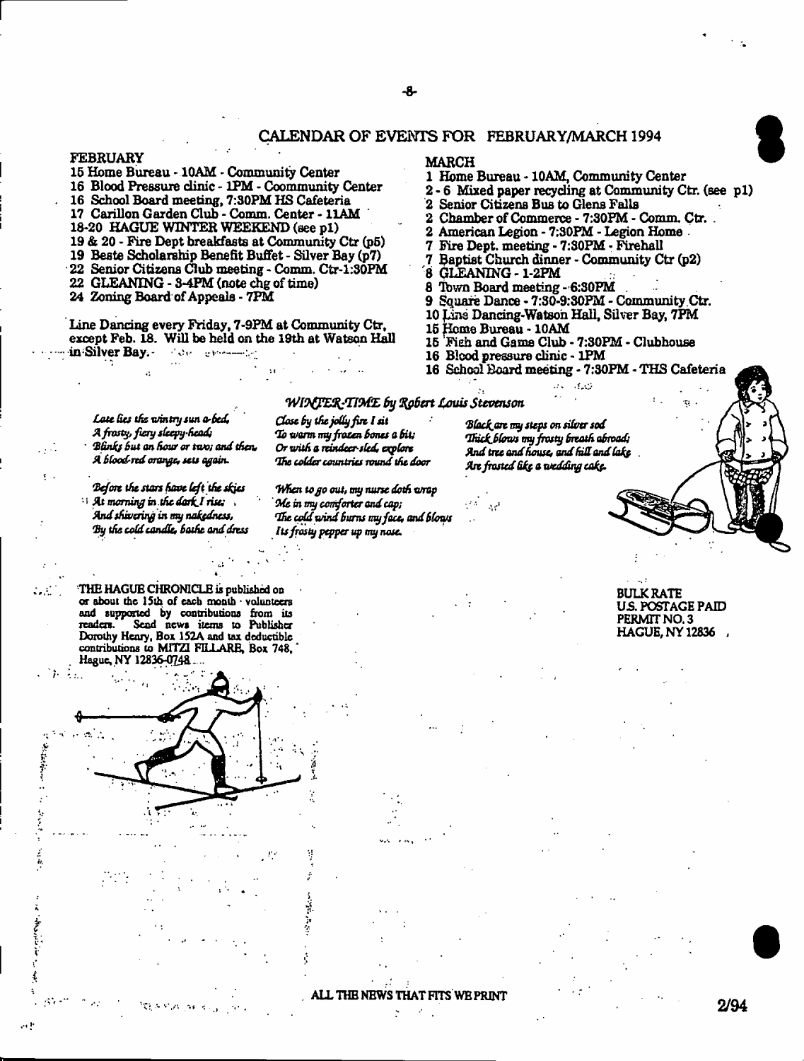## CALENDAR OF EVENTS FOR FEBRUARY/MARCH 1994

### FEBRUARY

15 Home Bureau - 10AM - Community Center
16 Blood Pressure clinic - 1PM - Coommunity Center
16 School Board meeting, 7:30PM HS Cafeteria
17 Carillon Garden Club - Comm. Center - 11AM
18-20 HAGUE WINTER WEEKEND (see p1)
19 & 20 - Fire Dept breakfasts at Community Ctr (p5)
19 Beste Scholarship Benefit Buffet - Silver Bay (p7)
22 Senior Citizens Club meeting - Comm. Ctr-1:30PM
22 GLEANING - 3-4PM (note chg of time)
24 Zoning Board of Appeals - 7PM

Line Dancing every Friday, 7-9PM at Community Ctr, except Feb. 18. Will be held on the 19th at Watson Hall in Silver Bay.

### MARCH

1 Home Bureau - 10AM, Community Center
2 - 6 Mixed paper recycling at Community Ctr. (see p1)
2 Senior Citizens Bus to Glens Falls
2 Chamber of Commerce - 7:30PM - Comm. Ctr.
2 American Legion - 7:30PM - Legion Home
7 Fire Dept. meeting - 7:30PM - Firehall
7 Baptist Church dinner - Community Ctr (p2)
8 GLEANING - 1-2PM
8 Town Board meeting - 6:30PM
9 Square Dance - 7:30-9:30PM - Community Ctr.
10 Line Dancing-Watson Hall, Silver Bay, 7PM
15 Home Bureau - 10AM
15 Fish and Game Club - 7:30PM - Clubhouse
16 Blood pressure clinic - 1PM
16 School Board meeting - 7:30PM - THS Cafeteria

### *WINTER-TIME by Robert Louis Stevenson*

*Late lies the wintry sun a-bed,*
*A frosty, fiery sleepy-head;*
*Blinks but an hour or two; and then,*
*A blood-red orange, sets again.*

*Before the stars have left the skies*
*At morning in the dark I rise;*
*And shivering in my nakedness,*
*By the cold candle, bathe and dress*

*Close by the jolly fire I sit*
*To warm my frozen bones a bit;*
*Or with a reindeer-sled, explore*
*The colder countries round the door*

*When to go out, my nurse doth wrap*
*Me in my comforter and cap;*
*The cold wind burns my face, and blows*
*Its frosty pepper up my nose.*

*Black are my steps on silver sod*
*Thick blows my frosty breath abroad;*
*And tree and house, and hill and lake*
*Are frosted like a wedding cake.*

THE HAGUE CHRONICLE is published on or about the 15th of each month - volunteers and supported by contributions from its readers. Send news items to Publisher Dorothy Henry, Box 152A and tax deductible contributions to MITZI FILLARE, Box 748, Hague, NY 12836-0748

BULK RATE
U.S. POSTAGE PAID
PERMIT NO. 3
HAGUE, NY 12836

ALL THE NEWS THAT FITS WE PRINT